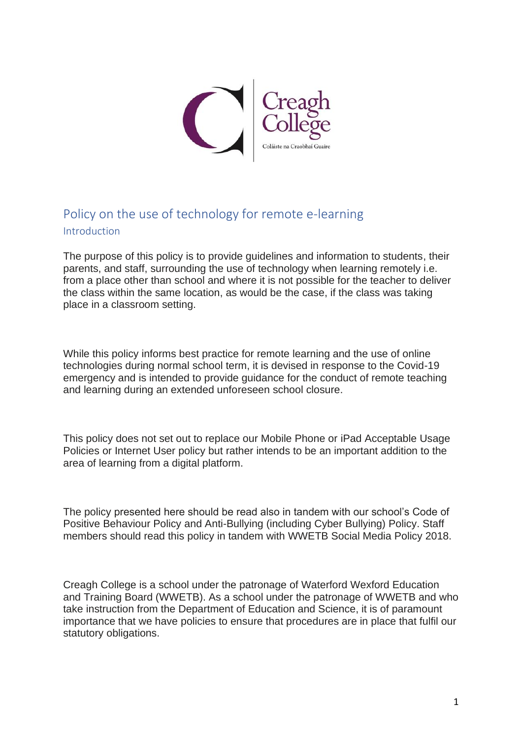Creagh College

Coláiste na Craobhaí Guaire

# Policy on the use of technology for remote e-learning

## Introduction

The purpose of this policy is to provide guidelines and information to students, their parents, and staff, surrounding the use of technology when learning remotely i.e. from a place other than school and where it is not possible for the teacher to deliver the class within the same location, as would be the case, if the class was taking place in a classroom setting.

While this policy informs best practice for remote learning and the use of online technologies during normal school term, it is devised in response to the Covid-19 emergency and is intended to provide guidance for the conduct of remote teaching and learning during an extended unforeseen school closure.

This policy does not set out to replace our Mobile Phone or iPad Acceptable Usage Policies or Internet User policy but rather intends to be an important addition to the area of learning from a digital platform.

The policy presented here should be read also in tandem with our school's Code of Positive Behaviour Policy and Anti-Bullying (including Cyber Bullying) Policy. Staff members should read this policy in tandem with WWETB Social Media Policy 2018.

Creagh College is a school under the patronage of Waterford Wexford Education and Training Board (WWETB). As a school under the patronage of WWETB and who take instruction from the Department of Education and Science, it is of paramount importance that we have policies to ensure that procedures are in place that fulfil our statutory obligations.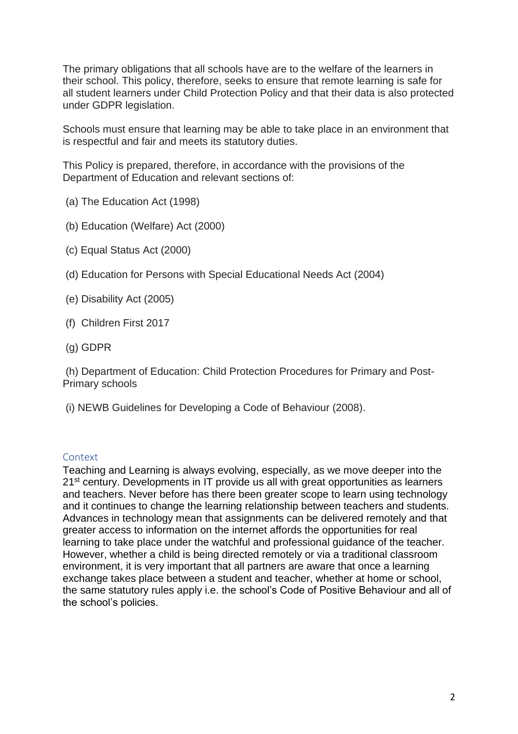The primary obligations that all schools have are to the welfare of the learners in their school. This policy, therefore, seeks to ensure that remote learning is safe for all student learners under Child Protection Policy and that their data is also protected under GDPR legislation.

Schools must ensure that learning may be able to take place in an environment that is respectful and fair and meets its statutory duties.

This Policy is prepared, therefore, in accordance with the provisions of the Department of Education and relevant sections of:

(a) The Education Act (1998)

(b) Education (Welfare) Act (2000)

(c) Equal Status Act (2000)

(d) Education for Persons with Special Educational Needs Act (2004)

(e) Disability Act (2005)

(f) Children First 2017

(g) GDPR

(h) Department of Education: Child Protection Procedures for Primary and Post-Primary schools

(i) NEWB Guidelines for Developing a Code of Behaviour (2008).

## Context

Teaching and Learning is always evolving, especially, as we move deeper into the 21st century. Developments in IT provide us all with great opportunities as learners and teachers. Never before has there been greater scope to learn using technology and it continues to change the learning relationship between teachers and students. Advances in technology mean that assignments can be delivered remotely and that greater access to information on the internet affords the opportunities for real learning to take place under the watchful and professional guidance of the teacher. However, whether a child is being directed remotely or via a traditional classroom environment, it is very important that all partners are aware that once a learning exchange takes place between a student and teacher, whether at home or school, the same statutory rules apply i.e. the school's Code of Positive Behaviour and all of the school's policies.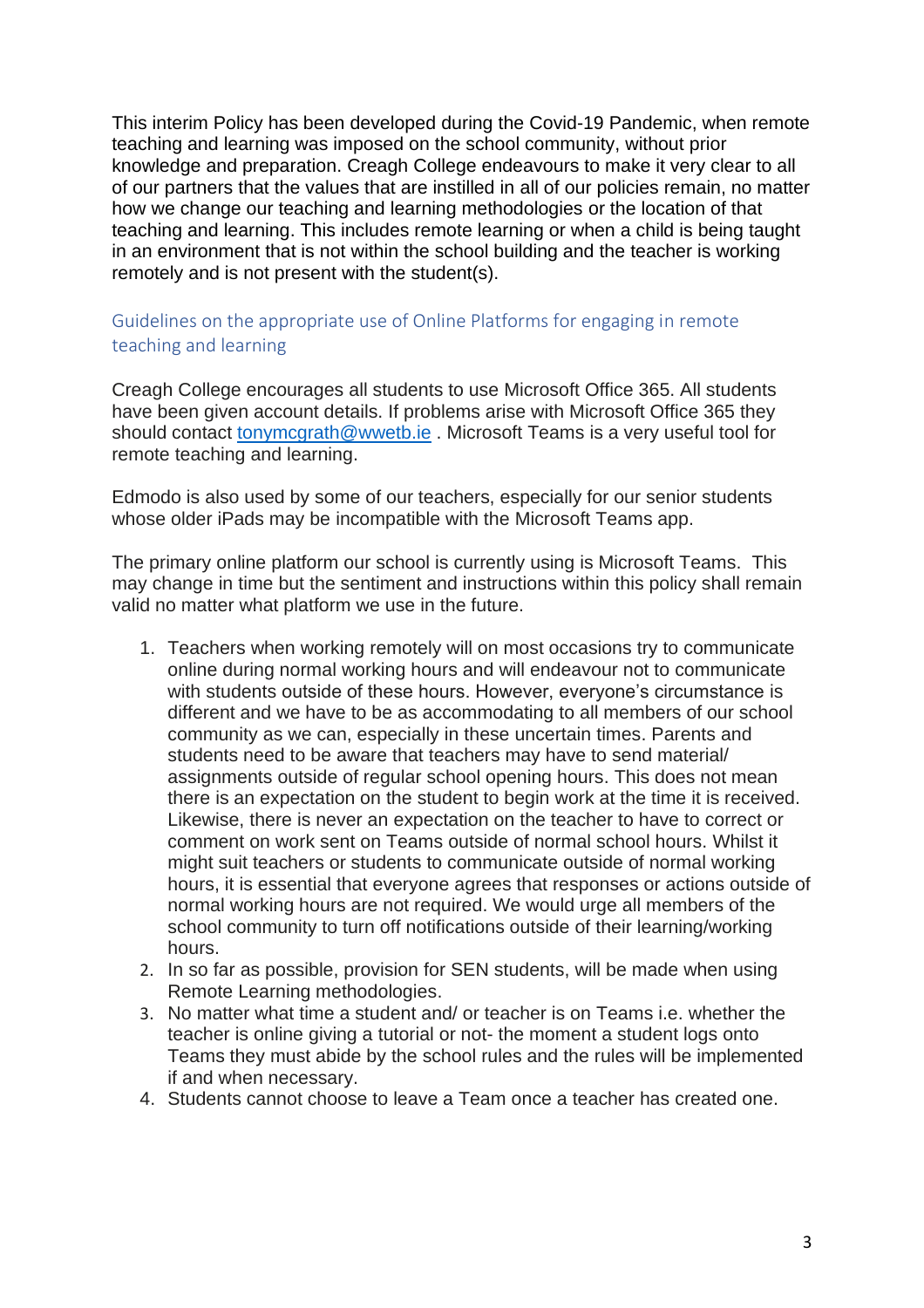This interim Policy has been developed during the Covid-19 Pandemic, when remote teaching and learning was imposed on the school community, without prior knowledge and preparation. Creagh College endeavours to make it very clear to all of our partners that the values that are instilled in all of our policies remain, no matter how we change our teaching and learning methodologies or the location of that teaching and learning. This includes remote learning or when a child is being taught in an environment that is not within the school building and the teacher is working remotely and is not present with the student(s).

## Guidelines on the appropriate use of Online Platforms for engaging in remote teaching and learning

Creagh College encourages all students to use Microsoft Office 365. All students have been given account details. If problems arise with Microsoft Office 365 they should contact tonymcgrath@wwetb.ie . Microsoft Teams is a very useful tool for remote teaching and learning.

Edmodo is also used by some of our teachers, especially for our senior students whose older iPads may be incompatible with the Microsoft Teams app.

The primary online platform our school is currently using is Microsoft Teams. This may change in time but the sentiment and instructions within this policy shall remain valid no matter what platform we use in the future.

1. Teachers when working remotely will on most occasions try to communicate online during normal working hours and will endeavour not to communicate with students outside of these hours. However, everyone's circumstance is different and we have to be as accommodating to all members of our school community as we can, especially in these uncertain times. Parents and students need to be aware that teachers may have to send material/ assignments outside of regular school opening hours. This does not mean there is an expectation on the student to begin work at the time it is received. Likewise, there is never an expectation on the teacher to have to correct or comment on work sent on Teams outside of normal school hours. Whilst it might suit teachers or students to communicate outside of normal working hours, it is essential that everyone agrees that responses or actions outside of normal working hours are not required. We would urge all members of the school community to turn off notifications outside of their learning/working hours.
2. In so far as possible, provision for SEN students, will be made when using Remote Learning methodologies.
3. No matter what time a student and/ or teacher is on Teams i.e. whether the teacher is online giving a tutorial or not- the moment a student logs onto Teams they must abide by the school rules and the rules will be implemented if and when necessary.
4. Students cannot choose to leave a Team once a teacher has created one.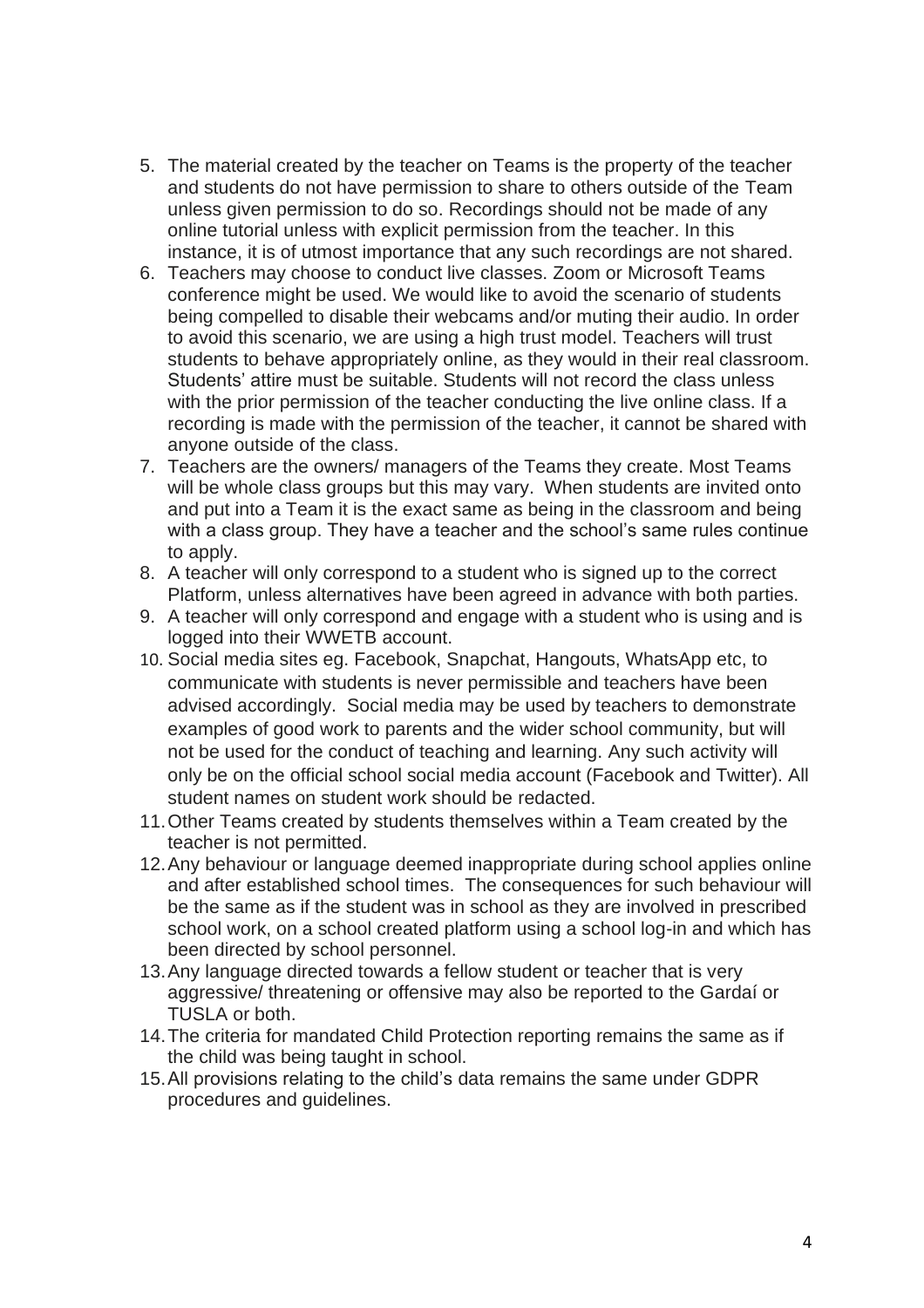5. The material created by the teacher on Teams is the property of the teacher and students do not have permission to share to others outside of the Team unless given permission to do so. Recordings should not be made of any online tutorial unless with explicit permission from the teacher. In this instance, it is of utmost importance that any such recordings are not shared.
6. Teachers may choose to conduct live classes. Zoom or Microsoft Teams conference might be used. We would like to avoid the scenario of students being compelled to disable their webcams and/or muting their audio. In order to avoid this scenario, we are using a high trust model. Teachers will trust students to behave appropriately online, as they would in their real classroom. Students' attire must be suitable. Students will not record the class unless with the prior permission of the teacher conducting the live online class. If a recording is made with the permission of the teacher, it cannot be shared with anyone outside of the class.
7. Teachers are the owners/ managers of the Teams they create. Most Teams will be whole class groups but this may vary. When students are invited onto and put into a Team it is the exact same as being in the classroom and being with a class group. They have a teacher and the school's same rules continue to apply.
8. A teacher will only correspond to a student who is signed up to the correct Platform, unless alternatives have been agreed in advance with both parties.
9. A teacher will only correspond and engage with a student who is using and is logged into their WWETB account.
10. Social media sites eg. Facebook, Snapchat, Hangouts, WhatsApp etc, to communicate with students is never permissible and teachers have been advised accordingly. Social media may be used by teachers to demonstrate examples of good work to parents and the wider school community, but will not be used for the conduct of teaching and learning. Any such activity will only be on the official school social media account (Facebook and Twitter). All student names on student work should be redacted.
11. Other Teams created by students themselves within a Team created by the teacher is not permitted.
12. Any behaviour or language deemed inappropriate during school applies online and after established school times. The consequences for such behaviour will be the same as if the student was in school as they are involved in prescribed school work, on a school created platform using a school log-in and which has been directed by school personnel.
13. Any language directed towards a fellow student or teacher that is very aggressive/ threatening or offensive may also be reported to the Gardaí or TUSLA or both.
14. The criteria for mandated Child Protection reporting remains the same as if the child was being taught in school.
15. All provisions relating to the child's data remains the same under GDPR procedures and guidelines.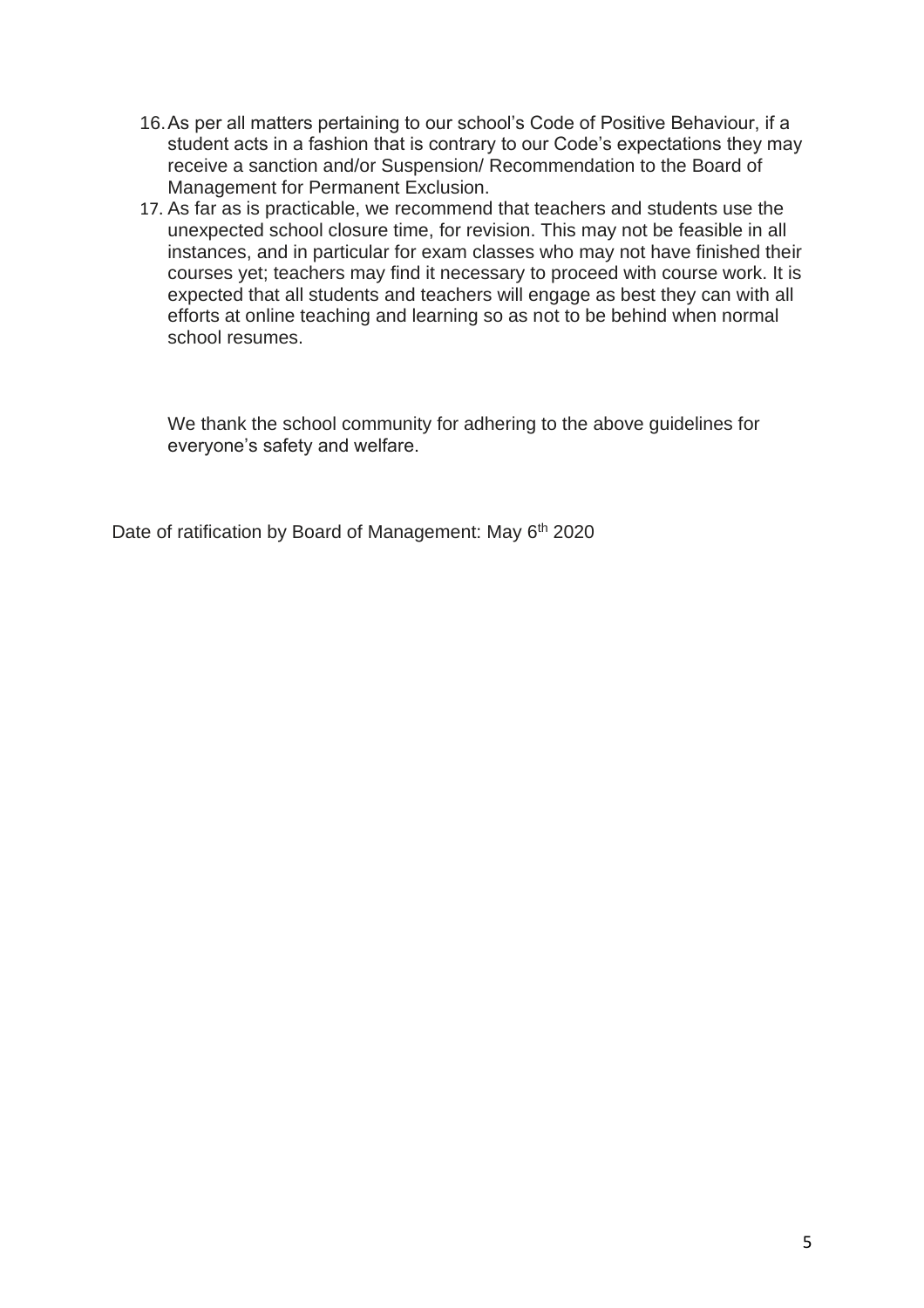16. As per all matters pertaining to our school's Code of Positive Behaviour, if a student acts in a fashion that is contrary to our Code's expectations they may receive a sanction and/or Suspension/ Recommendation to the Board of Management for Permanent Exclusion.
17. As far as is practicable, we recommend that teachers and students use the unexpected school closure time, for revision. This may not be feasible in all instances, and in particular for exam classes who may not have finished their courses yet; teachers may find it necessary to proceed with course work. It is expected that all students and teachers will engage as best they can with all efforts at online teaching and learning so as not to be behind when normal school resumes.

We thank the school community for adhering to the above guidelines for everyone's safety and welfare.

Date of ratification by Board of Management: May 6th 2020